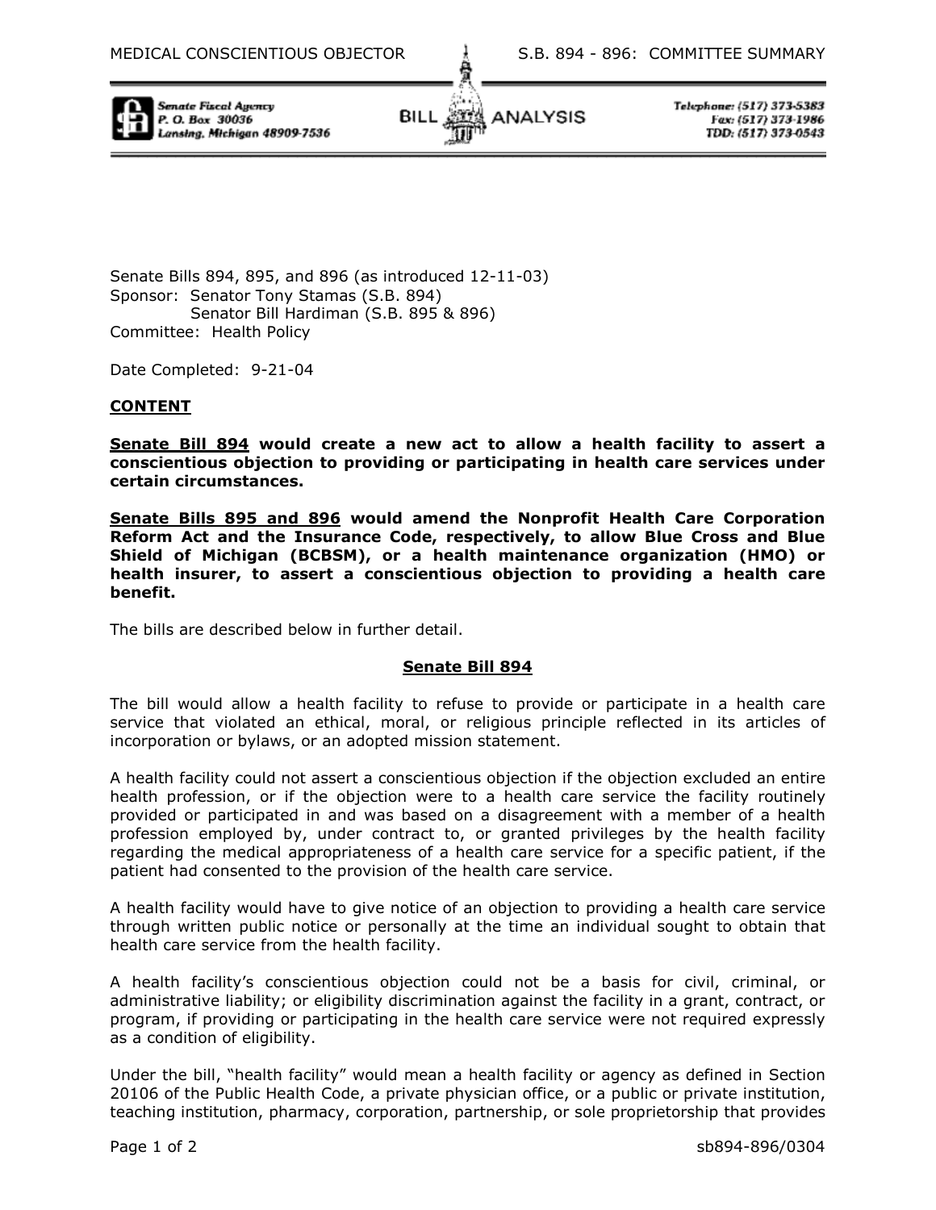Senate Bills 894, 895, and 896 (as introduced 12-11-03)
Sponsor: Senator Tony Stamas (S.B. 894)
Senator Bill Hardiman (S.B. 895 & 896)
Committee: Health Policy

Date Completed: 9-21-04

**CONTENT**

**Senate Bill 894 would create a new act to allow a health facility to assert a conscientious objection to providing or participating in health care services under certain circumstances.**

**Senate Bills 895 and 896 would amend the Nonprofit Health Care Corporation Reform Act and the Insurance Code, respectively, to allow Blue Cross and Blue Shield of Michigan (BCBSM), or a health maintenance organization (HMO) or health insurer, to assert a conscientious objection to providing a health care benefit.**

The bills are described below in further detail.

**Senate Bill 894**

The bill would allow a health facility to refuse to provide or participate in a health care service that violated an ethical, moral, or religious principle reflected in its articles of incorporation or bylaws, or an adopted mission statement.

A health facility could not assert a conscientious objection if the objection excluded an entire health profession, or if the objection were to a health care service the facility routinely provided or participated in and was based on a disagreement with a member of a health profession employed by, under contract to, or granted privileges by the health facility regarding the medical appropriateness of a health care service for a specific patient, if the patient had consented to the provision of the health care service.

A health facility would have to give notice of an objection to providing a health care service through written public notice or personally at the time an individual sought to obtain that health care service from the health facility.

A health facility's conscientious objection could not be a basis for civil, criminal, or administrative liability; or eligibility discrimination against the facility in a grant, contract, or program, if providing or participating in the health care service were not required expressly as a condition of eligibility.

Under the bill, "health facility" would mean a health facility or agency as defined in Section 20106 of the Public Health Code, a private physician office, or a public or private institution, teaching institution, pharmacy, corporation, partnership, or sole proprietorship that provides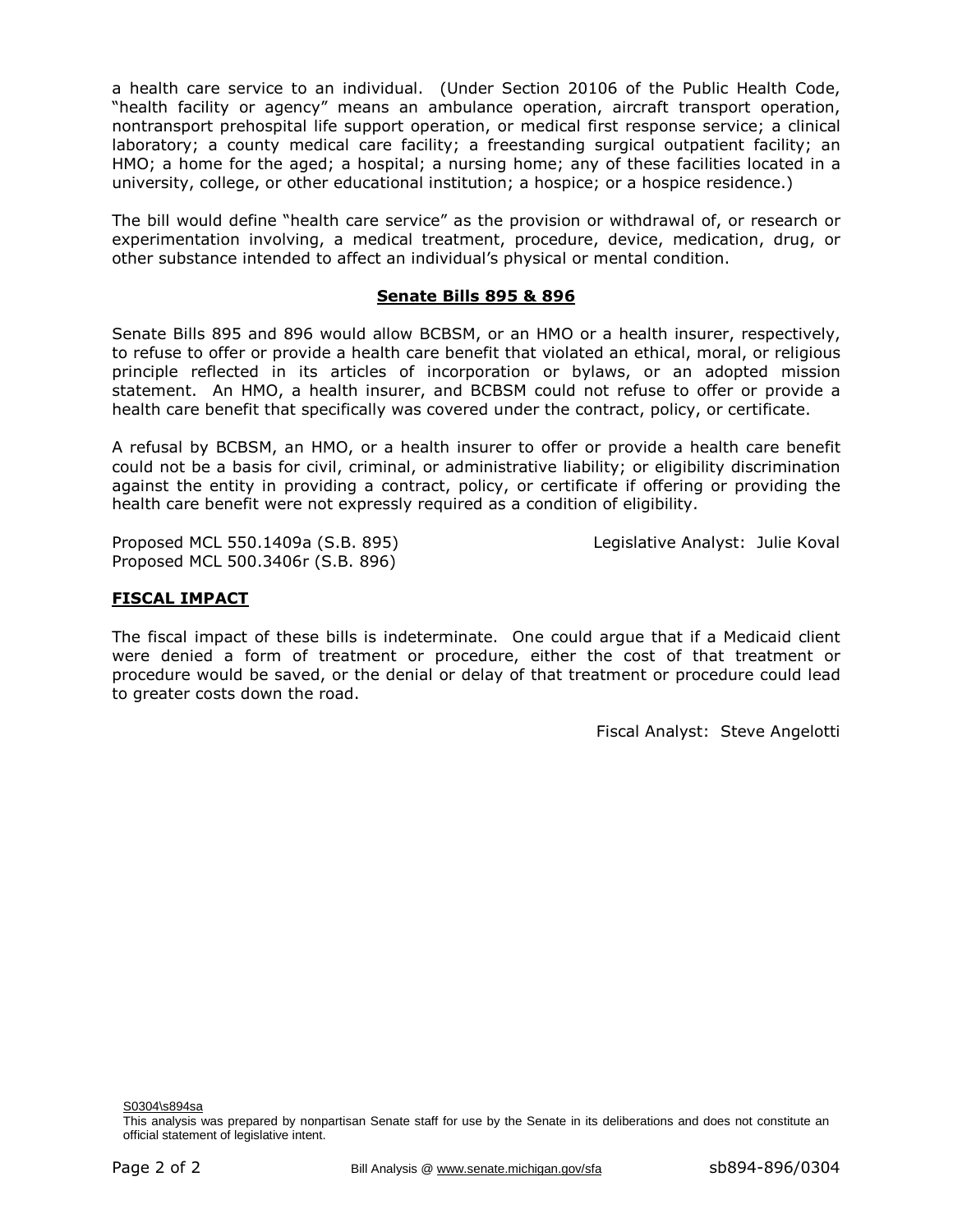a health care service to an individual. (Under Section 20106 of the Public Health Code, "health facility or agency" means an ambulance operation, aircraft transport operation, nontransport prehospital life support operation, or medical first response service; a clinical laboratory; a county medical care facility; a freestanding surgical outpatient facility; an HMO; a home for the aged; a hospital; a nursing home; any of these facilities located in a university, college, or other educational institution; a hospice; or a hospice residence.)

The bill would define "health care service" as the provision or withdrawal of, or research or experimentation involving, a medical treatment, procedure, device, medication, drug, or other substance intended to affect an individual's physical or mental condition.

**Senate Bills 895 & 896**

Senate Bills 895 and 896 would allow BCBSM, or an HMO or a health insurer, respectively, to refuse to offer or provide a health care benefit that violated an ethical, moral, or religious principle reflected in its articles of incorporation or bylaws, or an adopted mission statement. An HMO, a health insurer, and BCBSM could not refuse to offer or provide a health care benefit that specifically was covered under the contract, policy, or certificate.

A refusal by BCBSM, an HMO, or a health insurer to offer or provide a health care benefit could not be a basis for civil, criminal, or administrative liability; or eligibility discrimination against the entity in providing a contract, policy, or certificate if offering or providing the health care benefit were not expressly required as a condition of eligibility.

Proposed MCL 550.1409a (S.B. 895)
Proposed MCL 500.3406r (S.B. 896)

Legislative Analyst: Julie Koval

**FISCAL IMPACT**

The fiscal impact of these bills is indeterminate. One could argue that if a Medicaid client were denied a form of treatment or procedure, either the cost of that treatment or procedure would be saved, or the denial or delay of that treatment or procedure could lead to greater costs down the road.

Fiscal Analyst: Steve Angelotti

S0304\s894sa

This analysis was prepared by nonpartisan Senate staff for use by the Senate in its deliberations and does not constitute an official statement of legislative intent.